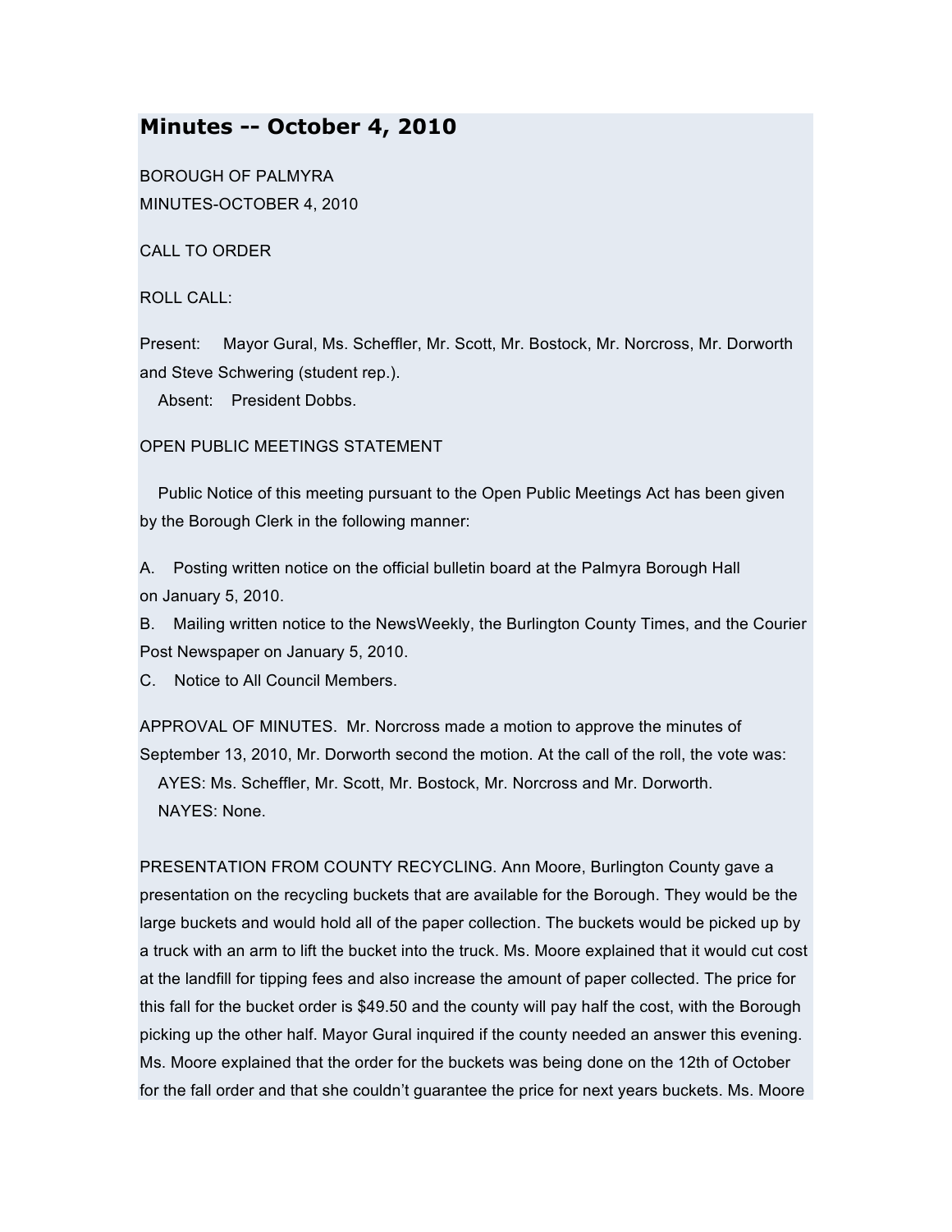# Minutes -- October 4, 2010

BOROUGH OF PALMYRA
MINUTES-OCTOBER 4, 2010

CALL TO ORDER

ROLL CALL:

Present: Mayor Gural, Ms. Scheffler, Mr. Scott, Mr. Bostock, Mr. Norcross, Mr. Dorworth and Steve Schwering (student rep.).
Absent: President Dobbs.

OPEN PUBLIC MEETINGS STATEMENT

Public Notice of this meeting pursuant to the Open Public Meetings Act has been given by the Borough Clerk in the following manner:

A. Posting written notice on the official bulletin board at the Palmyra Borough Hall on January 5, 2010.
B. Mailing written notice to the NewsWeekly, the Burlington County Times, and the Courier Post Newspaper on January 5, 2010.
C. Notice to All Council Members.

APPROVAL OF MINUTES. Mr. Norcross made a motion to approve the minutes of September 13, 2010, Mr. Dorworth second the motion. At the call of the roll, the vote was:
AYES: Ms. Scheffler, Mr. Scott, Mr. Bostock, Mr. Norcross and Mr. Dorworth.
NAYES: None.

PRESENTATION FROM COUNTY RECYCLING. Ann Moore, Burlington County gave a presentation on the recycling buckets that are available for the Borough. They would be the large buckets and would hold all of the paper collection. The buckets would be picked up by a truck with an arm to lift the bucket into the truck. Ms. Moore explained that it would cut cost at the landfill for tipping fees and also increase the amount of paper collected. The price for this fall for the bucket order is $49.50 and the county will pay half the cost, with the Borough picking up the other half. Mayor Gural inquired if the county needed an answer this evening. Ms. Moore explained that the order for the buckets was being done on the 12th of October for the fall order and that she couldn't guarantee the price for next years buckets. Ms. Moore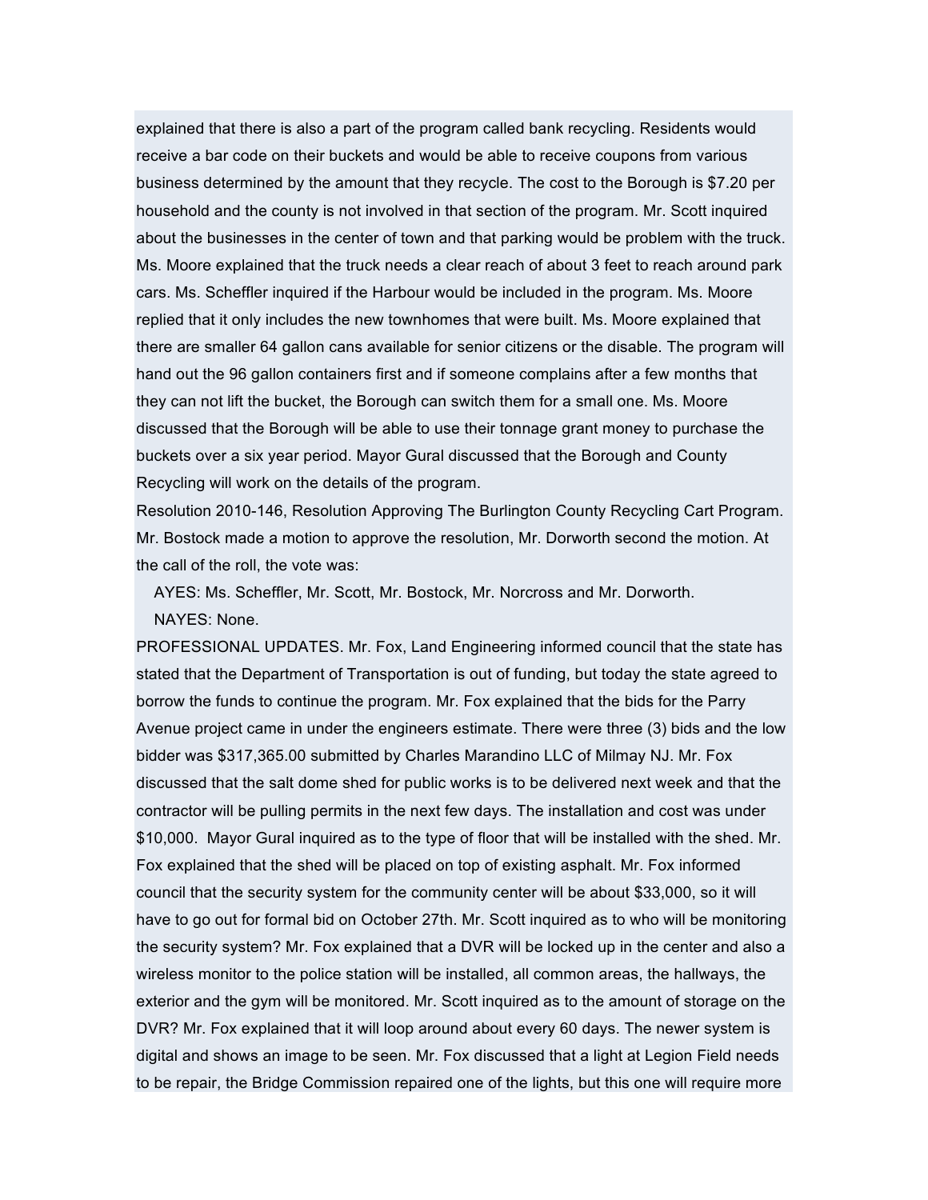explained that there is also a part of the program called bank recycling. Residents would receive a bar code on their buckets and would be able to receive coupons from various business determined by the amount that they recycle. The cost to the Borough is $7.20 per household and the county is not involved in that section of the program. Mr. Scott inquired about the businesses in the center of town and that parking would be problem with the truck. Ms. Moore explained that the truck needs a clear reach of about 3 feet to reach around park cars. Ms. Scheffler inquired if the Harbour would be included in the program. Ms. Moore replied that it only includes the new townhomes that were built. Ms. Moore explained that there are smaller 64 gallon cans available for senior citizens or the disable. The program will hand out the 96 gallon containers first and if someone complains after a few months that they can not lift the bucket, the Borough can switch them for a small one. Ms. Moore discussed that the Borough will be able to use their tonnage grant money to purchase the buckets over a six year period. Mayor Gural discussed that the Borough and County Recycling will work on the details of the program.

Resolution 2010-146, Resolution Approving The Burlington County Recycling Cart Program. Mr. Bostock made a motion to approve the resolution, Mr. Dorworth second the motion. At the call of the roll, the vote was:

AYES: Ms. Scheffler, Mr. Scott, Mr. Bostock, Mr. Norcross and Mr. Dorworth.

NAYES: None.

PROFESSIONAL UPDATES. Mr. Fox, Land Engineering informed council that the state has stated that the Department of Transportation is out of funding, but today the state agreed to borrow the funds to continue the program. Mr. Fox explained that the bids for the Parry Avenue project came in under the engineers estimate. There were three (3) bids and the low bidder was $317,365.00 submitted by Charles Marandino LLC of Milmay NJ. Mr. Fox discussed that the salt dome shed for public works is to be delivered next week and that the contractor will be pulling permits in the next few days. The installation and cost was under $10,000. Mayor Gural inquired as to the type of floor that will be installed with the shed. Mr. Fox explained that the shed will be placed on top of existing asphalt. Mr. Fox informed council that the security system for the community center will be about $33,000, so it will have to go out for formal bid on October 27th. Mr. Scott inquired as to who will be monitoring the security system? Mr. Fox explained that a DVR will be locked up in the center and also a wireless monitor to the police station will be installed, all common areas, the hallways, the exterior and the gym will be monitored. Mr. Scott inquired as to the amount of storage on the DVR? Mr. Fox explained that it will loop around about every 60 days. The newer system is digital and shows an image to be seen. Mr. Fox discussed that a light at Legion Field needs to be repair, the Bridge Commission repaired one of the lights, but this one will require more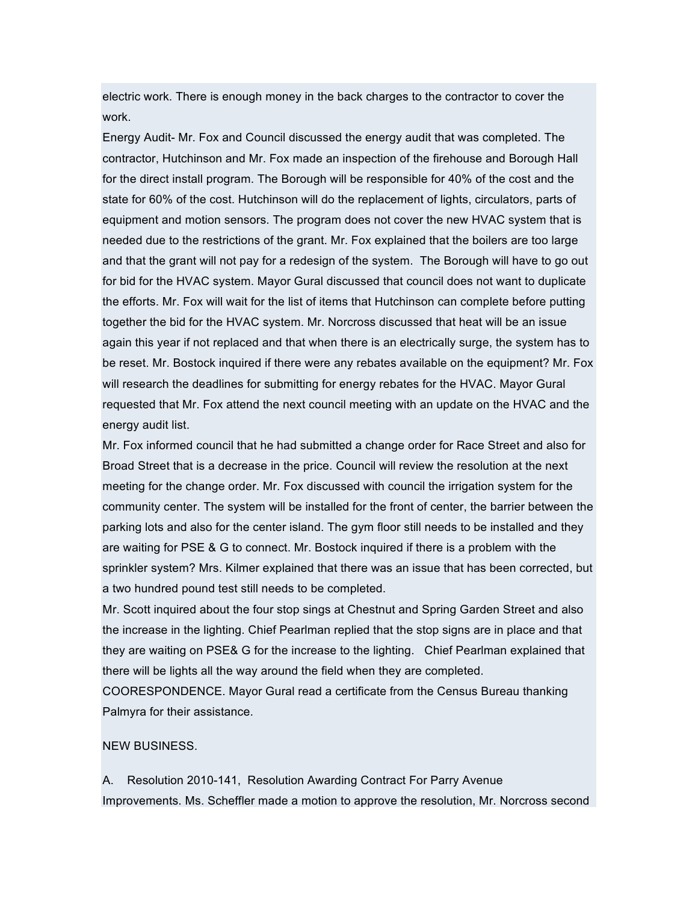electric work. There is enough money in the back charges to the contractor to cover the work.

Energy Audit- Mr. Fox and Council discussed the energy audit that was completed. The contractor, Hutchinson and Mr. Fox made an inspection of the firehouse and Borough Hall for the direct install program. The Borough will be responsible for 40% of the cost and the state for 60% of the cost. Hutchinson will do the replacement of lights, circulators, parts of equipment and motion sensors. The program does not cover the new HVAC system that is needed due to the restrictions of the grant. Mr. Fox explained that the boilers are too large and that the grant will not pay for a redesign of the system. The Borough will have to go out for bid for the HVAC system. Mayor Gural discussed that council does not want to duplicate the efforts. Mr. Fox will wait for the list of items that Hutchinson can complete before putting together the bid for the HVAC system. Mr. Norcross discussed that heat will be an issue again this year if not replaced and that when there is an electrically surge, the system has to be reset. Mr. Bostock inquired if there were any rebates available on the equipment? Mr. Fox will research the deadlines for submitting for energy rebates for the HVAC. Mayor Gural requested that Mr. Fox attend the next council meeting with an update on the HVAC and the energy audit list.

Mr. Fox informed council that he had submitted a change order for Race Street and also for Broad Street that is a decrease in the price. Council will review the resolution at the next meeting for the change order. Mr. Fox discussed with council the irrigation system for the community center. The system will be installed for the front of center, the barrier between the parking lots and also for the center island. The gym floor still needs to be installed and they are waiting for PSE & G to connect. Mr. Bostock inquired if there is a problem with the sprinkler system? Mrs. Kilmer explained that there was an issue that has been corrected, but a two hundred pound test still needs to be completed.

Mr. Scott inquired about the four stop sings at Chestnut and Spring Garden Street and also the increase in the lighting. Chief Pearlman replied that the stop signs are in place and that they are waiting on PSE& G for the increase to the lighting. Chief Pearlman explained that there will be lights all the way around the field when they are completed.

COORESPONDENCE. Mayor Gural read a certificate from the Census Bureau thanking Palmyra for their assistance.

NEW BUSINESS.

A. Resolution 2010-141, Resolution Awarding Contract For Parry Avenue Improvements. Ms. Scheffler made a motion to approve the resolution, Mr. Norcross second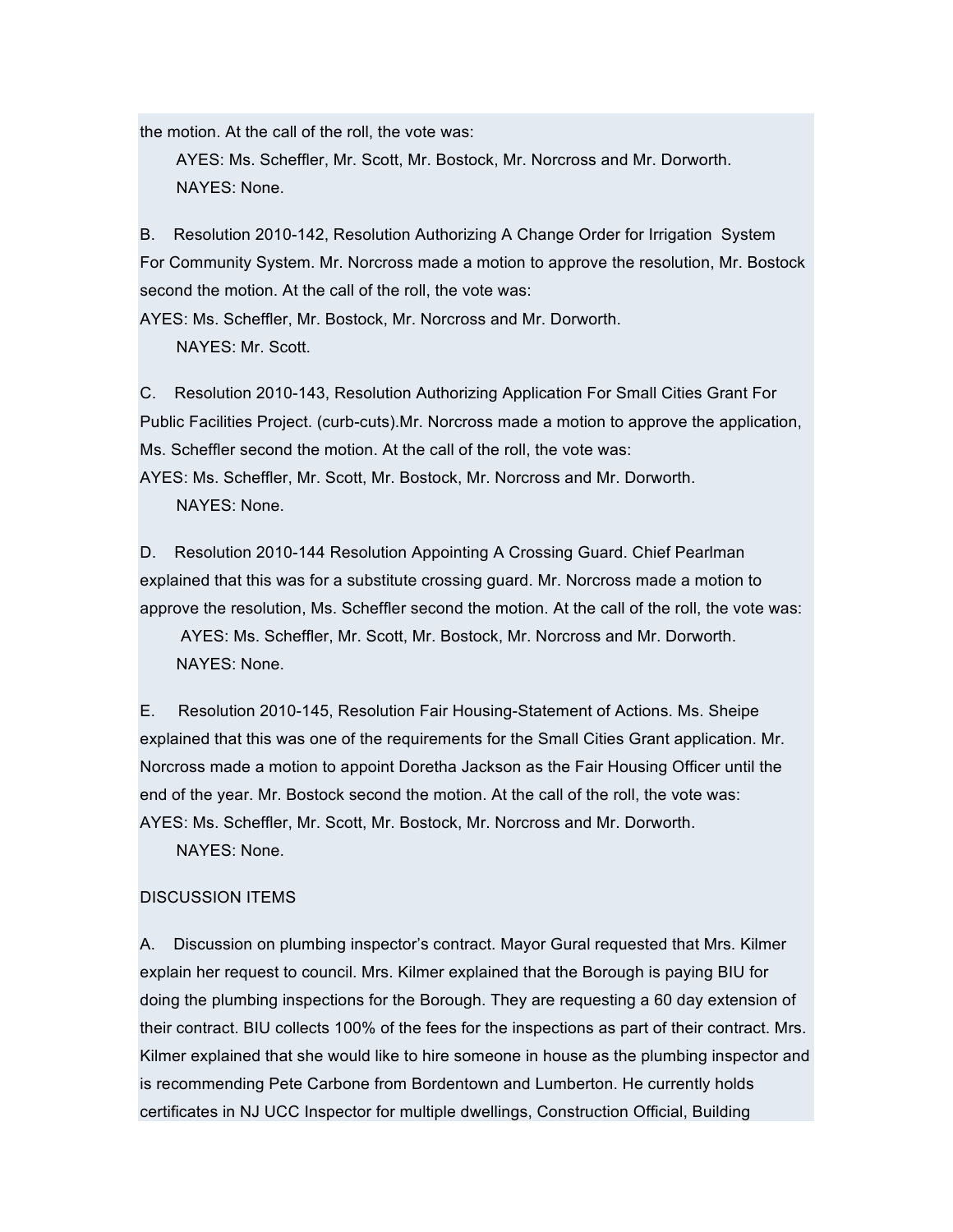the motion. At the call of the roll, the vote was:

AYES: Ms. Scheffler, Mr. Scott, Mr. Bostock, Mr. Norcross and Mr. Dorworth.

NAYES: None.

B. Resolution 2010-142, Resolution Authorizing A Change Order for Irrigation System For Community System. Mr. Norcross made a motion to approve the resolution, Mr. Bostock second the motion. At the call of the roll, the vote was:

AYES: Ms. Scheffler, Mr. Bostock, Mr. Norcross and Mr. Dorworth.

NAYES: Mr. Scott.

C. Resolution 2010-143, Resolution Authorizing Application For Small Cities Grant For Public Facilities Project. (curb-cuts).Mr. Norcross made a motion to approve the application, Ms. Scheffler second the motion. At the call of the roll, the vote was:

AYES: Ms. Scheffler, Mr. Scott, Mr. Bostock, Mr. Norcross and Mr. Dorworth.

NAYES: None.

D. Resolution 2010-144 Resolution Appointing A Crossing Guard. Chief Pearlman explained that this was for a substitute crossing guard. Mr. Norcross made a motion to approve the resolution, Ms. Scheffler second the motion. At the call of the roll, the vote was:

AYES: Ms. Scheffler, Mr. Scott, Mr. Bostock, Mr. Norcross and Mr. Dorworth.

NAYES: None.

E. Resolution 2010-145, Resolution Fair Housing-Statement of Actions. Ms. Sheipe explained that this was one of the requirements for the Small Cities Grant application. Mr. Norcross made a motion to appoint Doretha Jackson as the Fair Housing Officer until the end of the year. Mr. Bostock second the motion. At the call of the roll, the vote was:

AYES: Ms. Scheffler, Mr. Scott, Mr. Bostock, Mr. Norcross and Mr. Dorworth.

NAYES: None.

DISCUSSION ITEMS

A. Discussion on plumbing inspector's contract. Mayor Gural requested that Mrs. Kilmer explain her request to council. Mrs. Kilmer explained that the Borough is paying BIU for doing the plumbing inspections for the Borough. They are requesting a 60 day extension of their contract. BIU collects 100% of the fees for the inspections as part of their contract. Mrs. Kilmer explained that she would like to hire someone in house as the plumbing inspector and is recommending Pete Carbone from Bordentown and Lumberton. He currently holds certificates in NJ UCC Inspector for multiple dwellings, Construction Official, Building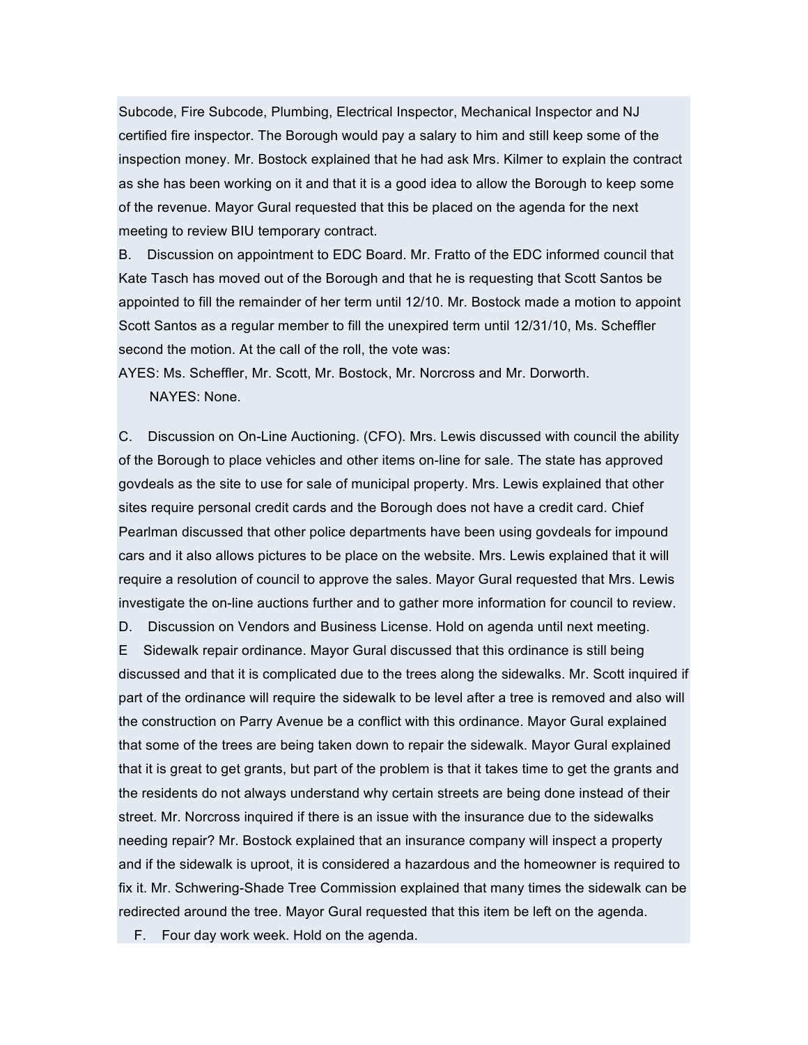Subcode, Fire Subcode, Plumbing, Electrical Inspector, Mechanical Inspector and NJ certified fire inspector. The Borough would pay a salary to him and still keep some of the inspection money. Mr. Bostock explained that he had ask Mrs. Kilmer to explain the contract as she has been working on it and that it is a good idea to allow the Borough to keep some of the revenue. Mayor Gural requested that this be placed on the agenda for the next meeting to review BIU temporary contract.

B. Discussion on appointment to EDC Board. Mr. Fratto of the EDC informed council that Kate Tasch has moved out of the Borough and that he is requesting that Scott Santos be appointed to fill the remainder of her term until 12/10. Mr. Bostock made a motion to appoint Scott Santos as a regular member to fill the unexpired term until 12/31/10, Ms. Scheffler second the motion. At the call of the roll, the vote was:

AYES: Ms. Scheffler, Mr. Scott, Mr. Bostock, Mr. Norcross and Mr. Dorworth.

NAYES: None.

C. Discussion on On-Line Auctioning. (CFO). Mrs. Lewis discussed with council the ability of the Borough to place vehicles and other items on-line for sale. The state has approved govdeals as the site to use for sale of municipal property. Mrs. Lewis explained that other sites require personal credit cards and the Borough does not have a credit card. Chief Pearlman discussed that other police departments have been using govdeals for impound cars and it also allows pictures to be place on the website. Mrs. Lewis explained that it will require a resolution of council to approve the sales. Mayor Gural requested that Mrs. Lewis investigate the on-line auctions further and to gather more information for council to review.

D. Discussion on Vendors and Business License. Hold on agenda until next meeting.

E Sidewalk repair ordinance. Mayor Gural discussed that this ordinance is still being discussed and that it is complicated due to the trees along the sidewalks. Mr. Scott inquired if part of the ordinance will require the sidewalk to be level after a tree is removed and also will the construction on Parry Avenue be a conflict with this ordinance. Mayor Gural explained that some of the trees are being taken down to repair the sidewalk. Mayor Gural explained that it is great to get grants, but part of the problem is that it takes time to get the grants and the residents do not always understand why certain streets are being done instead of their street. Mr. Norcross inquired if there is an issue with the insurance due to the sidewalks needing repair? Mr. Bostock explained that an insurance company will inspect a property and if the sidewalk is uproot, it is considered a hazardous and the homeowner is required to fix it. Mr. Schwering-Shade Tree Commission explained that many times the sidewalk can be redirected around the tree. Mayor Gural requested that this item be left on the agenda.

F. Four day work week. Hold on the agenda.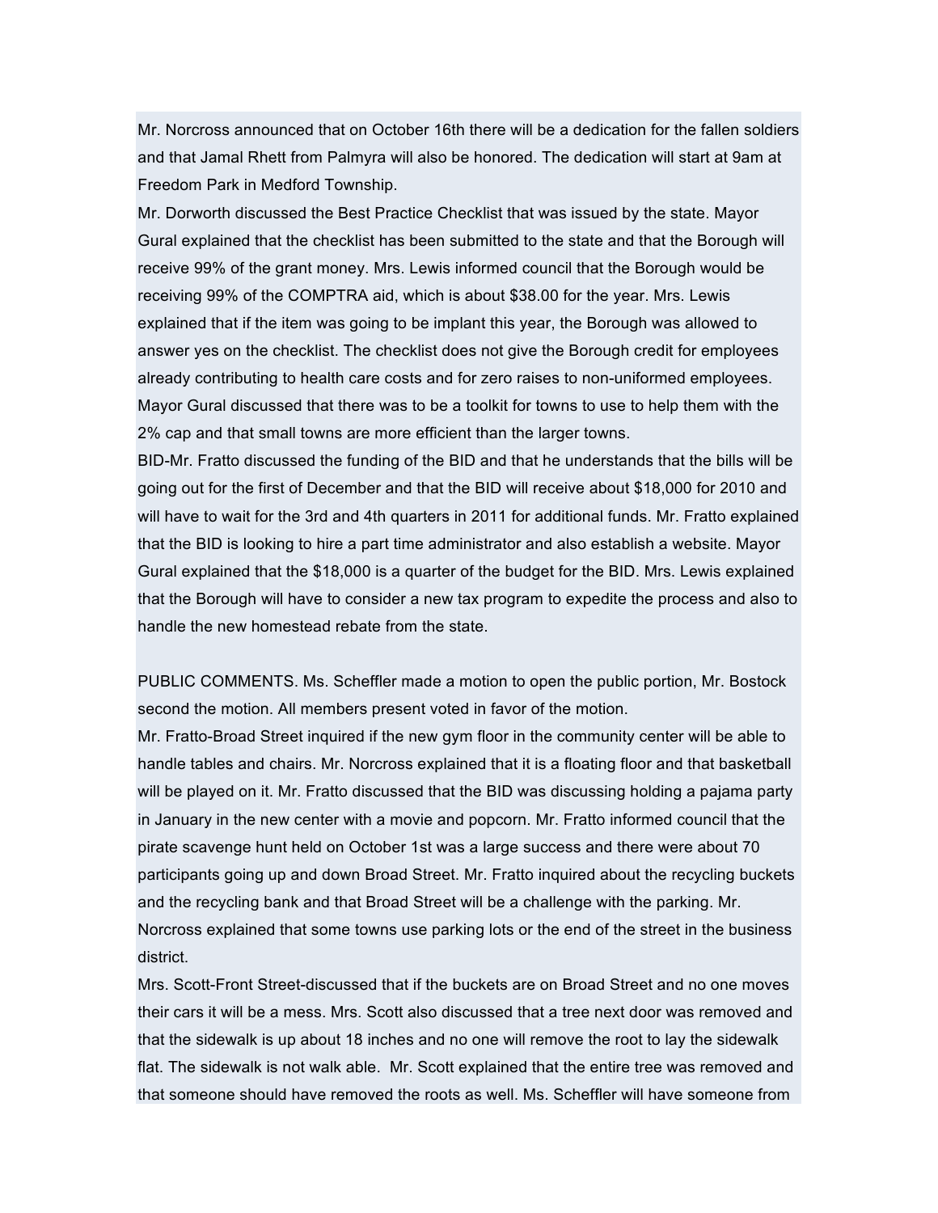Mr. Norcross announced that on October 16th there will be a dedication for the fallen soldiers and that Jamal Rhett from Palmyra will also be honored. The dedication will start at 9am at Freedom Park in Medford Township.

Mr. Dorworth discussed the Best Practice Checklist that was issued by the state. Mayor Gural explained that the checklist has been submitted to the state and that the Borough will receive 99% of the grant money. Mrs. Lewis informed council that the Borough would be receiving 99% of the COMPTRA aid, which is about $38.00 for the year. Mrs. Lewis explained that if the item was going to be implant this year, the Borough was allowed to answer yes on the checklist. The checklist does not give the Borough credit for employees already contributing to health care costs and for zero raises to non-uniformed employees. Mayor Gural discussed that there was to be a toolkit for towns to use to help them with the 2% cap and that small towns are more efficient than the larger towns.

BID-Mr. Fratto discussed the funding of the BID and that he understands that the bills will be going out for the first of December and that the BID will receive about $18,000 for 2010 and will have to wait for the 3rd and 4th quarters in 2011 for additional funds. Mr. Fratto explained that the BID is looking to hire a part time administrator and also establish a website. Mayor Gural explained that the $18,000 is a quarter of the budget for the BID. Mrs. Lewis explained that the Borough will have to consider a new tax program to expedite the process and also to handle the new homestead rebate from the state.

PUBLIC COMMENTS. Ms. Scheffler made a motion to open the public portion, Mr. Bostock second the motion. All members present voted in favor of the motion.

Mr. Fratto-Broad Street inquired if the new gym floor in the community center will be able to handle tables and chairs. Mr. Norcross explained that it is a floating floor and that basketball will be played on it. Mr. Fratto discussed that the BID was discussing holding a pajama party in January in the new center with a movie and popcorn. Mr. Fratto informed council that the pirate scavenge hunt held on October 1st was a large success and there were about 70 participants going up and down Broad Street. Mr. Fratto inquired about the recycling buckets and the recycling bank and that Broad Street will be a challenge with the parking. Mr. Norcross explained that some towns use parking lots or the end of the street in the business district.

Mrs. Scott-Front Street-discussed that if the buckets are on Broad Street and no one moves their cars it will be a mess. Mrs. Scott also discussed that a tree next door was removed and that the sidewalk is up about 18 inches and no one will remove the root to lay the sidewalk flat. The sidewalk is not walk able. Mr. Scott explained that the entire tree was removed and that someone should have removed the roots as well. Ms. Scheffler will have someone from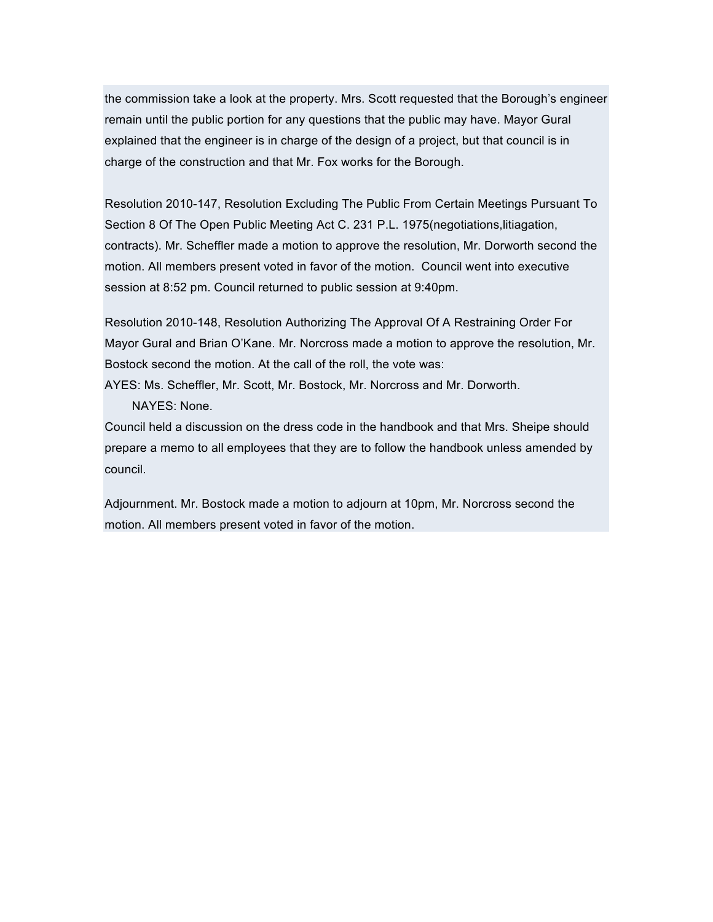the commission take a look at the property. Mrs. Scott requested that the Borough's engineer remain until the public portion for any questions that the public may have. Mayor Gural explained that the engineer is in charge of the design of a project, but that council is in charge of the construction and that Mr. Fox works for the Borough.

Resolution 2010-147, Resolution Excluding The Public From Certain Meetings Pursuant To Section 8 Of The Open Public Meeting Act C. 231 P.L. 1975(negotiations,litiagation, contracts). Mr. Scheffler made a motion to approve the resolution, Mr. Dorworth second the motion. All members present voted in favor of the motion. Council went into executive session at 8:52 pm. Council returned to public session at 9:40pm.

Resolution 2010-148, Resolution Authorizing The Approval Of A Restraining Order For Mayor Gural and Brian O'Kane. Mr. Norcross made a motion to approve the resolution, Mr. Bostock second the motion. At the call of the roll, the vote was:

AYES: Ms. Scheffler, Mr. Scott, Mr. Bostock, Mr. Norcross and Mr. Dorworth.

NAYES: None.

Council held a discussion on the dress code in the handbook and that Mrs. Sheipe should prepare a memo to all employees that they are to follow the handbook unless amended by council.

Adjournment. Mr. Bostock made a motion to adjourn at 10pm, Mr. Norcross second the motion. All members present voted in favor of the motion.